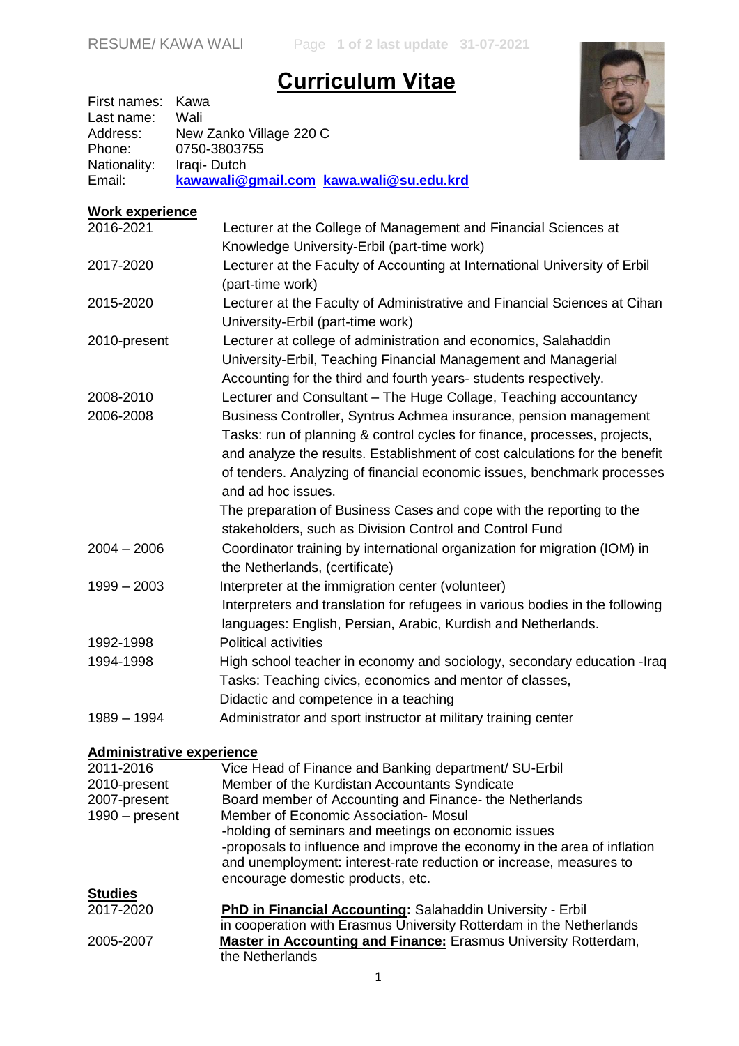# Curriculum Vitae

First names: Kawa
Last name: Wali
Address: New Zanko Village 220 C
Phone: 0750-3803755
Nationality: Iraqi- Dutch
Email: **kawawali@gmail.com** **kawa.wali@su.edu.krd**

## Work experience

| | |
|---|---|
| 2016-2021 | Lecturer at the College of Management and Financial Sciences at Knowledge University-Erbil (part-time work) |
| 2017-2020 | Lecturer at the Faculty of Accounting at International University of Erbil (part-time work) |
| 2015-2020 | Lecturer at the Faculty of Administrative and Financial Sciences at Cihan University-Erbil (part-time work) |
| 2010-present | Lecturer at college of administration and economics, Salahaddin University-Erbil, Teaching Financial Management and Managerial Accounting for the third and fourth years- students respectively. |
| 2008-2010 | Lecturer and Consultant – The Huge Collage, Teaching accountancy |
| 2006-2008 | Business Controller, Syntrus Achmea insurance, pension management Tasks: run of planning & control cycles for finance, processes, projects, and analyze the results. Establishment of cost calculations for the benefit of tenders. Analyzing of financial economic issues, benchmark processes and ad hoc issues. The preparation of Business Cases and cope with the reporting to the stakeholders, such as Division Control and Control Fund |
| 2004 – 2006 | Coordinator training by international organization for migration (IOM) in the Netherlands, (certificate) |
| 1999 – 2003 | Interpreter at the immigration center (volunteer) Interpreters and translation for refugees in various bodies in the following languages: English, Persian, Arabic, Kurdish and Netherlands. |
| 1992-1998 | Political activities |
| 1994-1998 | High school teacher in economy and sociology, secondary education -Iraq Tasks: Teaching civics, economics and mentor of classes, Didactic and competence in a teaching |
| 1989 – 1994 | Administrator and sport instructor at military training center |

## Administrative experience

| | |
|---|---|
| 2011-2016 | Vice Head of Finance and Banking department/ SU-Erbil |
| 2010-present | Member of the Kurdistan Accountants Syndicate |
| 2007-present | Board member of Accounting and Finance- the Netherlands |
| 1990 – present | Member of Economic Association- Mosul -holding of seminars and meetings on economic issues -proposals to influence and improve the economy in the area of inflation and unemployment: interest-rate reduction or increase, measures to encourage domestic products, etc. |

## Studies

| | |
|---|---|
| 2017-2020 | **PhD in Financial Accounting:** Salahaddin University - Erbil in cooperation with Erasmus University Rotterdam in the Netherlands |
| 2005-2007 | **Master in Accounting and Finance:** Erasmus University Rotterdam, the Netherlands |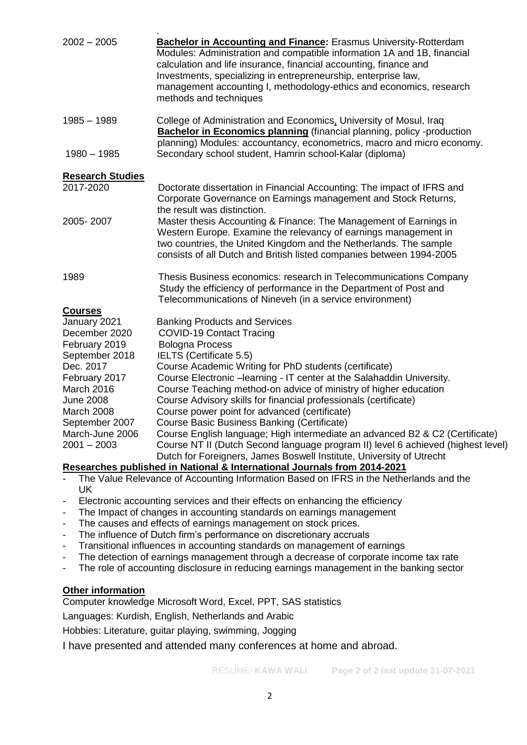.

2002 – 2005 **Bachelor in Accounting and Finance:** Erasmus University-Rotterdam
Modules: Administration and compatible information 1A and 1B, financial calculation and life insurance, financial accounting, finance and Investments, specializing in entrepreneurship, enterprise law, management accounting I, methodology-ethics and economics, research methods and techniques

1985 – 1989 College of Administration and Economics, University of Mosul, Iraq
**Bachelor in Economics planning** (financial planning, policy -production planning) Modules: accountancy, econometrics, macro and micro economy.

1980 – 1985 Secondary school student, Hamrin school-Kalar (diploma)

## Research Studies

2017-2020 Doctorate dissertation in Financial Accounting: The impact of IFRS and Corporate Governance on Earnings management and Stock Returns, the result was distinction.

2005- 2007 Master thesis Accounting & Finance: The Management of Earnings in Western Europe. Examine the relevancy of earnings management in two countries, the United Kingdom and the Netherlands. The sample consists of all Dutch and British listed companies between 1994-2005

1989 Thesis Business economics: research in Telecommunications Company Study the efficiency of performance in the Department of Post and Telecommunications of Nineveh (in a service environment)

## Courses

| | |
|---|---|
| January 2021 | Banking Products and Services |
| December 2020 | COVID-19 Contact Tracing |
| February 2019 | Bologna Process |
| September 2018 | IELTS (Certificate 5.5) |
| Dec. 2017 | Course Academic Writing for PhD students (certificate) |
| February 2017 | Course Electronic –learning - IT center at the Salahaddin University. |
| March 2016 | Course Teaching method-on advice of ministry of higher education |
| June 2008 | Course Advisory skills for financial professionals (certificate) |
| March 2008 | Course power point for advanced (certificate) |
| September 2007 | Course Basic Business Banking (Certificate) |
| March-June 2006 | Course English language; High intermediate an advanced B2 & C2 (Certificate) |
| 2001 – 2003 | Course NT II (Dutch Second language program II) level 6 achieved (highest level) Dutch for Foreigners, James Boswell Institute, University of Utrecht |

## Researches published in National & International Journals from 2014-2021

- The Value Relevance of Accounting Information Based on IFRS in the Netherlands and the UK
- Electronic accounting services and their effects on enhancing the efficiency
- The Impact of changes in accounting standards on earnings management
- The causes and effects of earnings management on stock prices.
- The influence of Dutch firm's performance on discretionary accruals
- Transitional influences in accounting standards on management of earnings
- The detection of earnings management through a decrease of corporate income tax rate
- The role of accounting disclosure in reducing earnings management in the banking sector

## Other information

Computer knowledge Microsoft Word, Excel, PPT, SAS statistics

Languages: Kurdish, English, Netherlands and Arabic

Hobbies: Literature, guitar playing, swimming, Jogging

I have presented and attended many conferences at home and abroad.